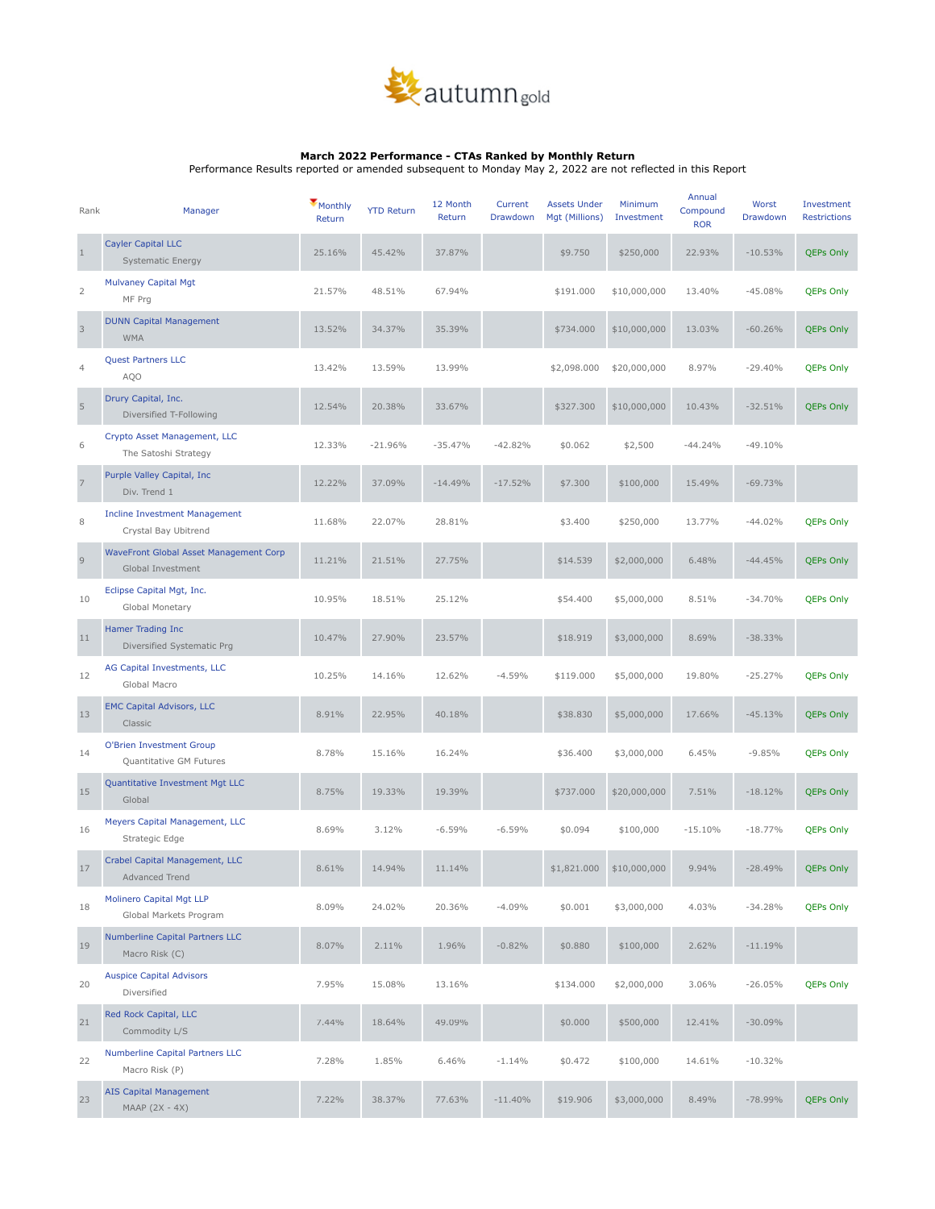autumngold

### March 2022 Performance - CTAs Ranked by Monthly Return

Performance Results reported or amended subsequent to Monday May 2, 2022 are not reflected in this Report

| Rank | Manager | Monthly Return | YTD Return | 12 Month Return | Current Drawdown | Assets Under Mgt (Millions) | Minimum Investment | Annual Compound ROR | Worst Drawdown | Investment Restrictions |
|---|---|---|---|---|---|---|---|---|---|---|
| 1 | Cayler Capital LLC<br>Systematic Energy | 25.16% | 45.42% | 37.87% | | $9.750 | $250,000 | 22.93% | -10.53% | QEPs Only |
| 2 | Mulvaney Capital Mgt<br>MF Prg | 21.57% | 48.51% | 67.94% | | $191.000 | $10,000,000 | 13.40% | -45.08% | QEPs Only |
| 3 | DUNN Capital Management<br>WMA | 13.52% | 34.37% | 35.39% | | $734.000 | $10,000,000 | 13.03% | -60.26% | QEPs Only |
| 4 | Quest Partners LLC<br>AQO | 13.42% | 13.59% | 13.99% | | $2,098.000 | $20,000,000 | 8.97% | -29.40% | QEPs Only |
| 5 | Drury Capital, Inc.<br>Diversified T-Following | 12.54% | 20.38% | 33.67% | | $327.300 | $10,000,000 | 10.43% | -32.51% | QEPs Only |
| 6 | Crypto Asset Management, LLC<br>The Satoshi Strategy | 12.33% | -21.96% | -35.47% | -42.82% | $0.062 | $2,500 | -44.24% | -49.10% | |
| 7 | Purple Valley Capital, Inc<br>Div. Trend 1 | 12.22% | 37.09% | -14.49% | -17.52% | $7.300 | $100,000 | 15.49% | -69.73% | |
| 8 | Incline Investment Management<br>Crystal Bay Ubitrend | 11.68% | 22.07% | 28.81% | | $3.400 | $250,000 | 13.77% | -44.02% | QEPs Only |
| 9 | WaveFront Global Asset Management Corp<br>Global Investment | 11.21% | 21.51% | 27.75% | | $14.539 | $2,000,000 | 6.48% | -44.45% | QEPs Only |
| 10 | Eclipse Capital Mgt, Inc.<br>Global Monetary | 10.95% | 18.51% | 25.12% | | $54.400 | $5,000,000 | 8.51% | -34.70% | QEPs Only |
| 11 | Hamer Trading Inc<br>Diversified Systematic Prg | 10.47% | 27.90% | 23.57% | | $18.919 | $3,000,000 | 8.69% | -38.33% | |
| 12 | AG Capital Investments, LLC<br>Global Macro | 10.25% | 14.16% | 12.62% | -4.59% | $119.000 | $5,000,000 | 19.80% | -25.27% | QEPs Only |
| 13 | EMC Capital Advisors, LLC<br>Classic | 8.91% | 22.95% | 40.18% | | $38.830 | $5,000,000 | 17.66% | -45.13% | QEPs Only |
| 14 | O'Brien Investment Group<br>Quantitative GM Futures | 8.78% | 15.16% | 16.24% | | $36.400 | $3,000,000 | 6.45% | -9.85% | QEPs Only |
| 15 | Quantitative Investment Mgt LLC<br>Global | 8.75% | 19.33% | 19.39% | | $737.000 | $20,000,000 | 7.51% | -18.12% | QEPs Only |
| 16 | Meyers Capital Management, LLC<br>Strategic Edge | 8.69% | 3.12% | -6.59% | -6.59% | $0.094 | $100,000 | -15.10% | -18.77% | QEPs Only |
| 17 | Crabel Capital Management, LLC<br>Advanced Trend | 8.61% | 14.94% | 11.14% | | $1,821.000 | $10,000,000 | 9.94% | -28.49% | QEPs Only |
| 18 | Molinero Capital Mgt LLP<br>Global Markets Program | 8.09% | 24.02% | 20.36% | -4.09% | $0.001 | $3,000,000 | 4.03% | -34.28% | QEPs Only |
| 19 | Numberline Capital Partners LLC<br>Macro Risk (C) | 8.07% | 2.11% | 1.96% | -0.82% | $0.880 | $100,000 | 2.62% | -11.19% | |
| 20 | Auspice Capital Advisors<br>Diversified | 7.95% | 15.08% | 13.16% | | $134.000 | $2,000,000 | 3.06% | -26.05% | QEPs Only |
| 21 | Red Rock Capital, LLC<br>Commodity L/S | 7.44% | 18.64% | 49.09% | | $0.000 | $500,000 | 12.41% | -30.09% | |
| 22 | Numberline Capital Partners LLC<br>Macro Risk (P) | 7.28% | 1.85% | 6.46% | -1.14% | $0.472 | $100,000 | 14.61% | -10.32% | |
| 23 | AIS Capital Management<br>MAAP (2X - 4X) | 7.22% | 38.37% | 77.63% | -11.40% | $19.906 | $3,000,000 | 8.49% | -78.99% | QEPs Only |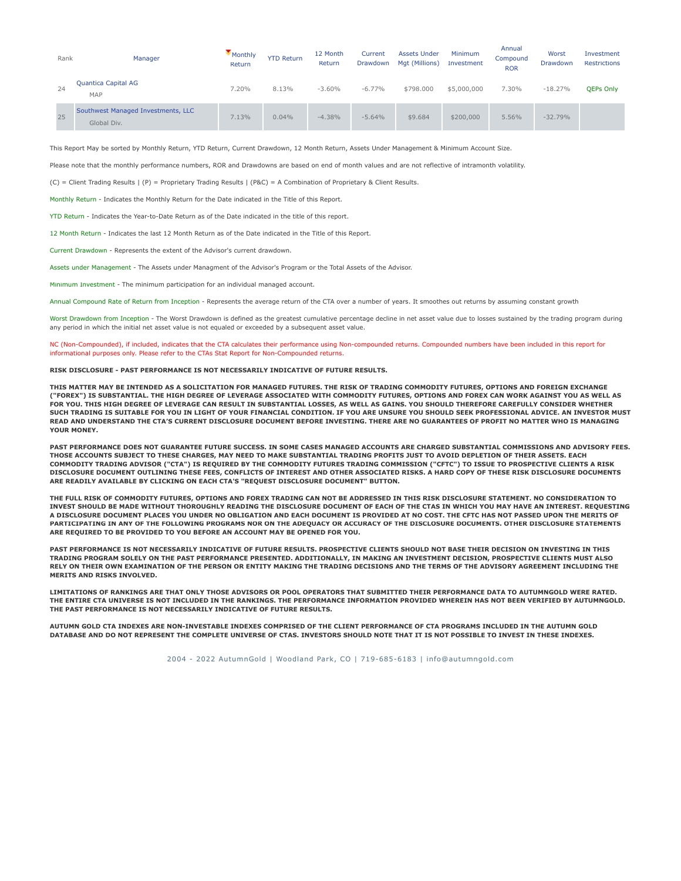| Rank | Manager | Monthly Return | YTD Return | 12 Month Return | Current Drawdown | Assets Under Mgt (Millions) | Minimum Investment | Annual Compound ROR | Worst Drawdown | Investment Restrictions |
|---|---|---|---|---|---|---|---|---|---|---|
| 24 | Quantica Capital AG<br>MAP | 7.20% | 8.13% | -3.60% | -6.77% | $798.000 | $5,000,000 | 7.30% | -18.27% | QEPs Only |
| 25 | Southwest Managed Investments, LLC<br>Global Div. | 7.13% | 0.04% | -4.38% | -5.64% | $9.684 | $200,000 | 5.56% | -32.79% | |

This Report May be sorted by Monthly Return, YTD Return, Current Drawdown, 12 Month Return, Assets Under Management & Minimum Account Size.

Please note that the monthly performance numbers, ROR and Drawdowns are based on end of month values and are not reflective of intramonth volatility.

(C) = Client Trading Results | (P) = Proprietary Trading Results | (P&C) = A Combination of Proprietary & Client Results.

Monthly Return - Indicates the Monthly Return for the Date indicated in the Title of this Report.

YTD Return - Indicates the Year-to-Date Return as of the Date indicated in the title of this report.

12 Month Return - Indicates the last 12 Month Return as of the Date indicated in the Title of this Report.

Current Drawdown - Represents the extent of the Advisor's current drawdown.

Assets under Management - The Assets under Managment of the Advisor's Program or the Total Assets of the Advisor.

Minimum Investment - The minimum participation for an individual managed account.

Annual Compound Rate of Return from Inception - Represents the average return of the CTA over a number of years. It smoothes out returns by assuming constant growth

Worst Drawdown from Inception - The Worst Drawdown is defined as the greatest cumulative percentage decline in net asset value due to losses sustained by the trading program during any period in which the initial net asset value is not equaled or exceeded by a subsequent asset value.

NC (Non-Compounded), if included, indicates that the CTA calculates their performance using Non-compounded returns. Compounded numbers have been included in this report for informational purposes only. Please refer to the CTAs Stat Report for Non-Compounded returns.

**RISK DISCLOSURE - PAST PERFORMANCE IS NOT NECESSARILY INDICATIVE OF FUTURE RESULTS.**

**THIS MATTER MAY BE INTENDED AS A SOLICITATION FOR MANAGED FUTURES. THE RISK OF TRADING COMMODITY FUTURES, OPTIONS AND FOREIGN EXCHANGE ("FOREX") IS SUBSTANTIAL. THE HIGH DEGREE OF LEVERAGE ASSOCIATED WITH COMMODITY FUTURES, OPTIONS AND FOREX CAN WORK AGAINST YOU AS WELL AS FOR YOU. THIS HIGH DEGREE OF LEVERAGE CAN RESULT IN SUBSTANTIAL LOSSES, AS WELL AS GAINS. YOU SHOULD THEREFORE CAREFULLY CONSIDER WHETHER SUCH TRADING IS SUITABLE FOR YOU IN LIGHT OF YOUR FINANCIAL CONDITION. IF YOU ARE UNSURE YOU SHOULD SEEK PROFESSIONAL ADVICE. AN INVESTOR MUST READ AND UNDERSTAND THE CTA'S CURRENT DISCLOSURE DOCUMENT BEFORE INVESTING. THERE ARE NO GUARANTEES OF PROFIT NO MATTER WHO IS MANAGING YOUR MONEY.**

**PAST PERFORMANCE DOES NOT GUARANTEE FUTURE SUCCESS. IN SOME CASES MANAGED ACCOUNTS ARE CHARGED SUBSTANTIAL COMMISSIONS AND ADVISORY FEES. THOSE ACCOUNTS SUBJECT TO THESE CHARGES, MAY NEED TO MAKE SUBSTANTIAL TRADING PROFITS JUST TO AVOID DEPLETION OF THEIR ASSETS. EACH COMMODITY TRADING ADVISOR ("CTA") IS REQUIRED BY THE COMMODITY FUTURES TRADING COMMISSION ("CFTC") TO ISSUE TO PROSPECTIVE CLIENTS A RISK DISCLOSURE DOCUMENT OUTLINING THESE FEES, CONFLICTS OF INTEREST AND OTHER ASSOCIATED RISKS. A HARD COPY OF THESE RISK DISCLOSURE DOCUMENTS ARE READILY AVAILABLE BY CLICKING ON EACH CTA'S "REQUEST DISCLOSURE DOCUMENT" BUTTON.**

**THE FULL RISK OF COMMODITY FUTURES, OPTIONS AND FOREX TRADING CAN NOT BE ADDRESSED IN THIS RISK DISCLOSURE STATEMENT. NO CONSIDERATION TO INVEST SHOULD BE MADE WITHOUT THOROUGHLY READING THE DISCLOSURE DOCUMENT OF EACH OF THE CTAS IN WHICH YOU MAY HAVE AN INTEREST. REQUESTING A DISCLOSURE DOCUMENT PLACES YOU UNDER NO OBLIGATION AND EACH DOCUMENT IS PROVIDED AT NO COST. THE CFTC HAS NOT PASSED UPON THE MERITS OF PARTICIPATING IN ANY OF THE FOLLOWING PROGRAMS NOR ON THE ADEQUACY OR ACCURACY OF THE DISCLOSURE DOCUMENTS. OTHER DISCLOSURE STATEMENTS ARE REQUIRED TO BE PROVIDED TO YOU BEFORE AN ACCOUNT MAY BE OPENED FOR YOU.**

**PAST PERFORMANCE IS NOT NECESSARILY INDICATIVE OF FUTURE RESULTS. PROSPECTIVE CLIENTS SHOULD NOT BASE THEIR DECISION ON INVESTING IN THIS TRADING PROGRAM SOLELY ON THE PAST PERFORMANCE PRESENTED. ADDITIONALLY, IN MAKING AN INVESTMENT DECISION, PROSPECTIVE CLIENTS MUST ALSO RELY ON THEIR OWN EXAMINATION OF THE PERSON OR ENTITY MAKING THE TRADING DECISIONS AND THE TERMS OF THE ADVISORY AGREEMENT INCLUDING THE MERITS AND RISKS INVOLVED.**

**LIMITATIONS OF RANKINGS ARE THAT ONLY THOSE ADVISORS OR POOL OPERATORS THAT SUBMITTED THEIR PERFORMANCE DATA TO AUTUMNGOLD WERE RATED. THE ENTIRE CTA UNIVERSE IS NOT INCLUDED IN THE RANKINGS. THE PERFORMANCE INFORMATION PROVIDED WHEREIN HAS NOT BEEN VERIFIED BY AUTUMNGOLD. THE PAST PERFORMANCE IS NOT NECESSARILY INDICATIVE OF FUTURE RESULTS.**

**AUTUMN GOLD CTA INDEXES ARE NON-INVESTABLE INDEXES COMPRISED OF THE CLIENT PERFORMANCE OF CTA PROGRAMS INCLUDED IN THE AUTUMN GOLD DATABASE AND DO NOT REPRESENT THE COMPLETE UNIVERSE OF CTAS. INVESTORS SHOULD NOTE THAT IT IS NOT POSSIBLE TO INVEST IN THESE INDEXES.**

2004 - 2022 AutumnGold | Woodland Park, CO | 719-685-6183 | info@autumngold.com